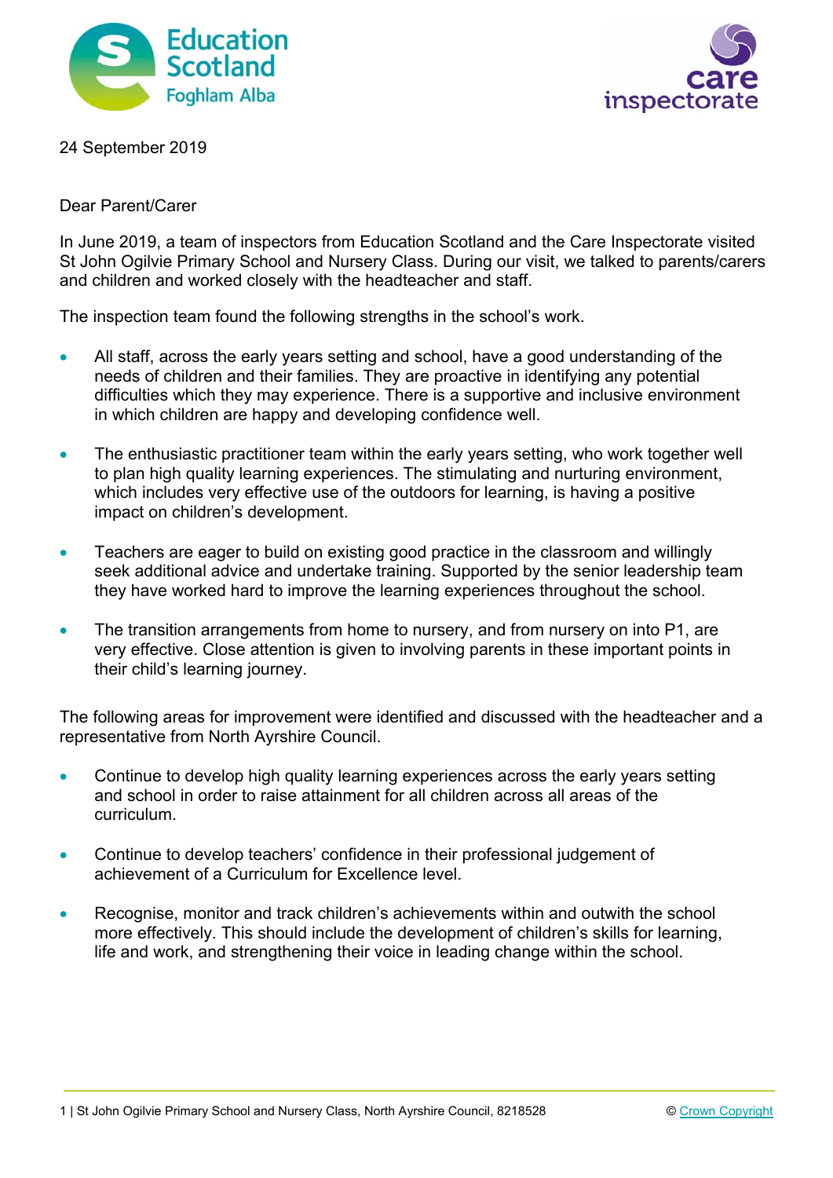24 September 2019

Dear Parent/Carer

In June 2019, a team of inspectors from Education Scotland and the Care Inspectorate visited St John Ogilvie Primary School and Nursery Class. During our visit, we talked to parents/carers and children and worked closely with the headteacher and staff.

The inspection team found the following strengths in the school's work.

- All staff, across the early years setting and school, have a good understanding of the needs of children and their families. They are proactive in identifying any potential difficulties which they may experience. There is a supportive and inclusive environment in which children are happy and developing confidence well.
- The enthusiastic practitioner team within the early years setting, who work together well to plan high quality learning experiences. The stimulating and nurturing environment, which includes very effective use of the outdoors for learning, is having a positive impact on children's development.
- Teachers are eager to build on existing good practice in the classroom and willingly seek additional advice and undertake training. Supported by the senior leadership team they have worked hard to improve the learning experiences throughout the school.
- The transition arrangements from home to nursery, and from nursery on into P1, are very effective. Close attention is given to involving parents in these important points in their child's learning journey.

The following areas for improvement were identified and discussed with the headteacher and a representative from North Ayrshire Council.

- Continue to develop high quality learning experiences across the early years setting and school in order to raise attainment for all children across all areas of the curriculum.
- Continue to develop teachers' confidence in their professional judgement of achievement of a Curriculum for Excellence level.
- Recognise, monitor and track children's achievements within and outwith the school more effectively. This should include the development of children's skills for learning, life and work, and strengthening their voice in leading change within the school.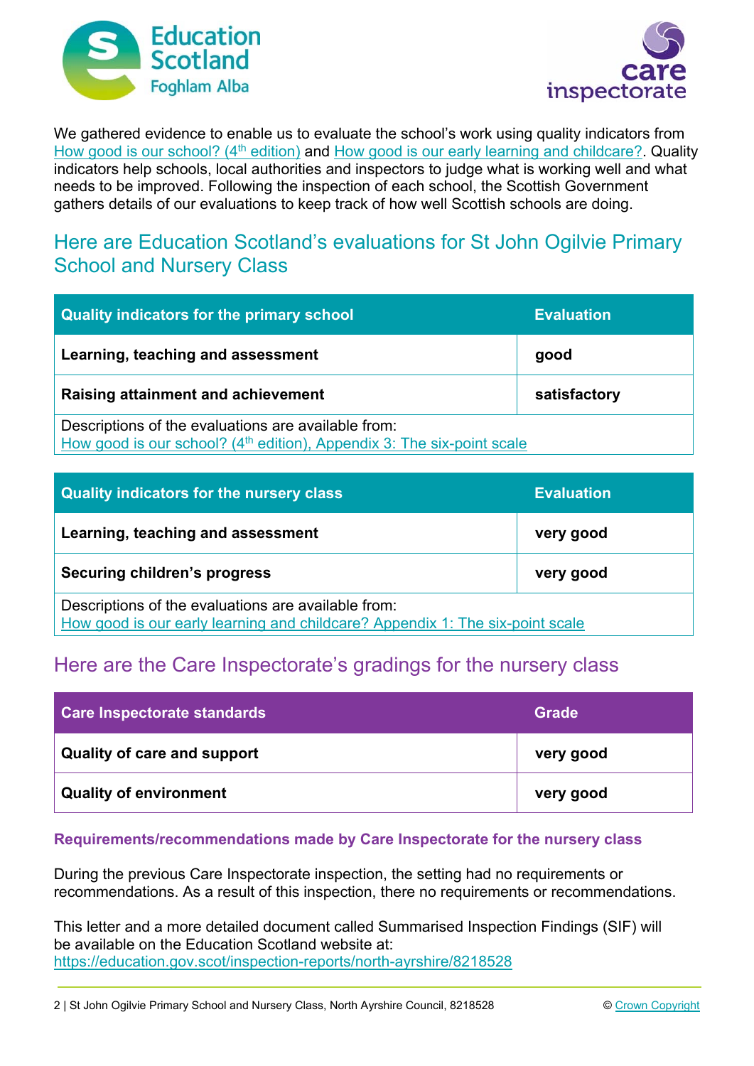We gathered evidence to enable us to evaluate the school's work using quality indicators from How good is our school? (4th edition) and How good is our early learning and childcare?. Quality indicators help schools, local authorities and inspectors to judge what is working well and what needs to be improved. Following the inspection of each school, the Scottish Government gathers details of our evaluations to keep track of how well Scottish schools are doing.

## Here are Education Scotland's evaluations for St John Ogilvie Primary School and Nursery Class

| Quality indicators for the primary school | Evaluation |
| --- | --- |
| **Learning, teaching and assessment** | **good** |
| **Raising attainment and achievement** | **satisfactory** |
| Descriptions of the evaluations are available from: How good is our school? (4th edition), Appendix 3: The six-point scale | |

| Quality indicators for the nursery class | Evaluation |
| --- | --- |
| **Learning, teaching and assessment** | **very good** |
| **Securing children's progress** | **very good** |
| Descriptions of the evaluations are available from: How good is our early learning and childcare? Appendix 1: The six-point scale | |

## Here are the Care Inspectorate's gradings for the nursery class

| Care Inspectorate standards | Grade |
| --- | --- |
| **Quality of care and support** | **very good** |
| **Quality of environment** | **very good** |

### Requirements/recommendations made by Care Inspectorate for the nursery class

During the previous Care Inspectorate inspection, the setting had no requirements or recommendations. As a result of this inspection, there no requirements or recommendations.

This letter and a more detailed document called Summarised Inspection Findings (SIF) will be available on the Education Scotland website at: https://education.gov.scot/inspection-reports/north-ayrshire/8218528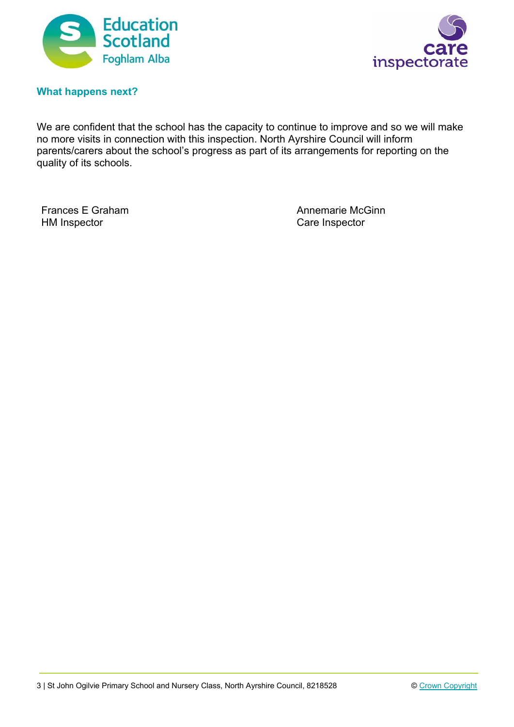### What happens next?

We are confident that the school has the capacity to continue to improve and so we will make no more visits in connection with this inspection. North Ayrshire Council will inform parents/carers about the school's progress as part of its arrangements for reporting on the quality of its schools.

Frances E Graham
HM Inspector

Annemarie McGinn
Care Inspector